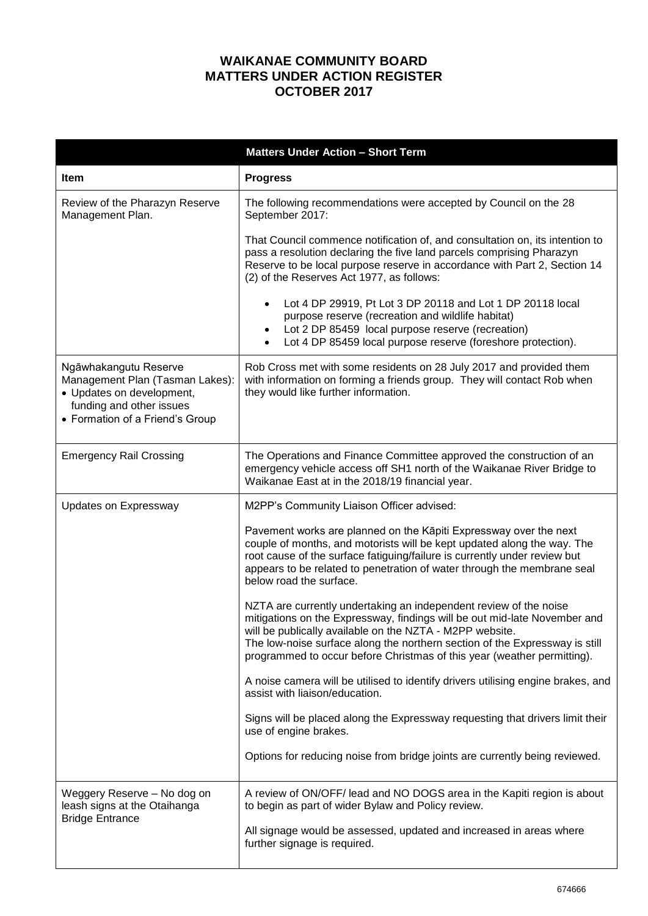# WAIKANAE COMMUNITY BOARD
# MATTERS UNDER ACTION REGISTER
# OCTOBER 2017

| **Matters Under Action – Short Term** | |
|---|---|
| **Item** | **Progress** |
| Review of the Pharazyn Reserve Management Plan. | The following recommendations were accepted by Council on the 28 September 2017:<br><br>That Council commence notification of, and consultation on, its intention to pass a resolution declaring the five land parcels comprising Pharazyn Reserve to be local purpose reserve in accordance with Part 2, Section 14 (2) of the Reserves Act 1977, as follows:<br><br>• Lot 4 DP 29919, Pt Lot 3 DP 20118 and Lot 1 DP 20118 local purpose reserve (recreation and wildlife habitat)<br>• Lot 2 DP 85459 local purpose reserve (recreation)<br>• Lot 4 DP 85459 local purpose reserve (foreshore protection). |
| Ngāwhakangutu Reserve Management Plan (Tasman Lakes):<br>• Updates on development, funding and other issues<br>• Formation of a Friend's Group | Rob Cross met with some residents on 28 July 2017 and provided them with information on forming a friends group. They will contact Rob when they would like further information. |
| Emergency Rail Crossing | The Operations and Finance Committee approved the construction of an emergency vehicle access off SH1 north of the Waikanae River Bridge to Waikanae East at in the 2018/19 financial year. |
| Updates on Expressway | M2PP's Community Liaison Officer advised:<br><br>Pavement works are planned on the Kāpiti Expressway over the next couple of months, and motorists will be kept updated along the way. The root cause of the surface fatiguing/failure is currently under review but appears to be related to penetration of water through the membrane seal below road the surface.<br><br>NZTA are currently undertaking an independent review of the noise mitigations on the Expressway, findings will be out mid-late November and will be publically available on the NZTA - M2PP website.<br>The low-noise surface along the northern section of the Expressway is still programmed to occur before Christmas of this year (weather permitting).<br><br>A noise camera will be utilised to identify drivers utilising engine brakes, and assist with liaison/education.<br><br>Signs will be placed along the Expressway requesting that drivers limit their use of engine brakes.<br><br>Options for reducing noise from bridge joints are currently being reviewed. |
| Weggery Reserve – No dog on leash signs at the Otaihanga Bridge Entrance | A review of ON/OFF/ lead and NO DOGS area in the Kapiti region is about to begin as part of wider Bylaw and Policy review.<br><br>All signage would be assessed, updated and increased in areas where further signage is required. |

674666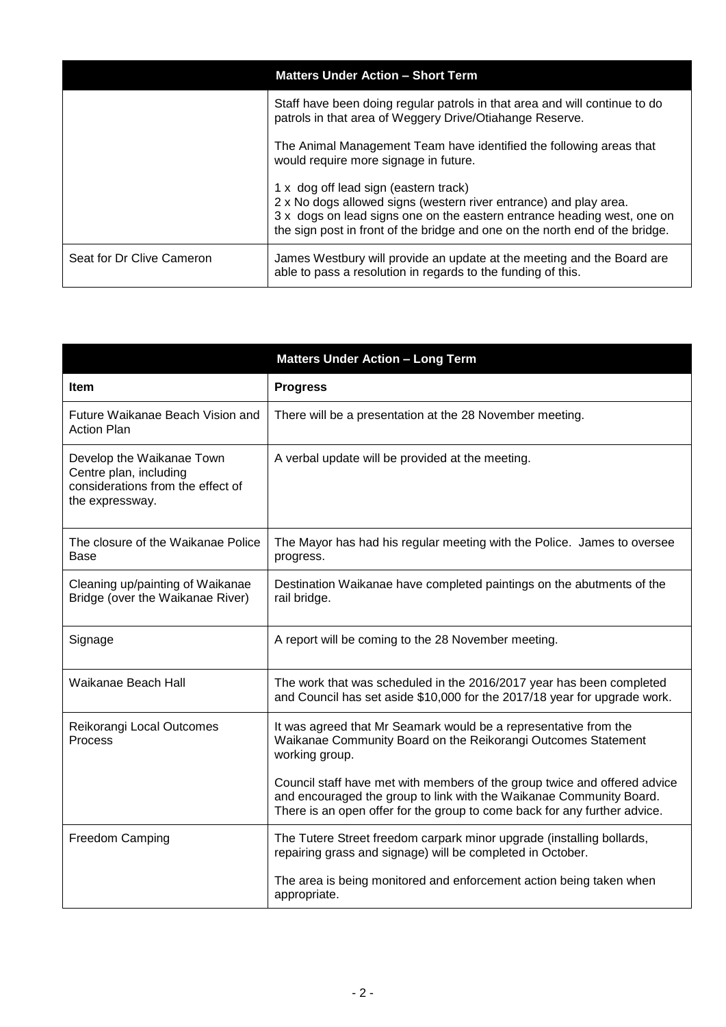| Matters Under Action – Short Term | |
|---|---|
| | Staff have been doing regular patrols in that area and will continue to do patrols in that area of Weggery Drive/Otiahange Reserve.<br><br>The Animal Management Team have identified the following areas that would require more signage in future.<br><br>1 x dog off lead sign (eastern track)<br>2 x No dogs allowed signs (western river entrance) and play area.<br>3 x dogs on lead signs one on the eastern entrance heading west, one on the sign post in front of the bridge and one on the north end of the bridge. |
| Seat for Dr Clive Cameron | James Westbury will provide an update at the meeting and the Board are able to pass a resolution in regards to the funding of this. |

| Matters Under Action – Long Term | |
|---|---|
| **Item** | **Progress** |
| Future Waikanae Beach Vision and Action Plan | There will be a presentation at the 28 November meeting. |
| Develop the Waikanae Town Centre plan, including considerations from the effect of the expressway. | A verbal update will be provided at the meeting. |
| The closure of the Waikanae Police Base | The Mayor has had his regular meeting with the Police. James to oversee progress. |
| Cleaning up/painting of Waikanae Bridge (over the Waikanae River) | Destination Waikanae have completed paintings on the abutments of the rail bridge. |
| Signage | A report will be coming to the 28 November meeting. |
| Waikanae Beach Hall | The work that was scheduled in the 2016/2017 year has been completed and Council has set aside $10,000 for the 2017/18 year for upgrade work. |
| Reikorangi Local Outcomes Process | It was agreed that Mr Seamark would be a representative from the Waikanae Community Board on the Reikorangi Outcomes Statement working group.<br><br>Council staff have met with members of the group twice and offered advice and encouraged the group to link with the Waikanae Community Board. There is an open offer for the group to come back for any further advice. |
| Freedom Camping | The Tutere Street freedom carpark minor upgrade (installing bollards, repairing grass and signage) will be completed in October.<br><br>The area is being monitored and enforcement action being taken when appropriate. |